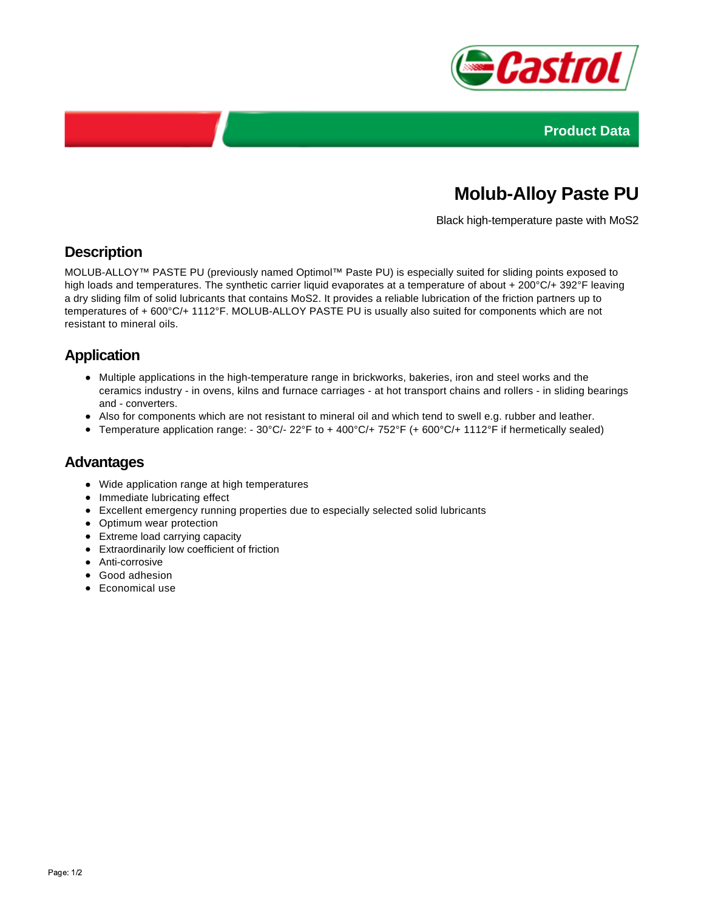Product Data

# Molub-Alloy Paste PU

Black high-temperature paste with $MoS_2$

## Description

MOLUB-ALLOY™ PASTE PU (previously named Optimol™ Paste PU) is especially suited for sliding points exposed to high loads and temperatures. The synthetic carrier liquid evaporates at a temperature of about + 200°C/+ 392°F leaving a dry sliding film of solid lubricants that contains $MoS_2$. It provides a reliable lubrication of the friction partners up to temperatures of + 600°C/+ 1112°F. MOLUB-ALLOY PASTE PU is usually also suited for components which are not resistant to mineral oils.

## Application

- Multiple applications in the high-temperature range in brickworks, bakeries, iron and steel works and the ceramics industry - in ovens, kilns and furnace carriages - at hot transport chains and rollers - in sliding bearings and - converters.
- Also for components which are not resistant to mineral oil and which tend to swell e.g. rubber and leather.
- Temperature application range: - 30°C/- 22°F to + 400°C/+ 752°F (+ 600°C/+ 1112°F if hermetically sealed)

## Advantages

- Wide application range at high temperatures
- Immediate lubricating effect
- Excellent emergency running properties due to especially selected solid lubricants
- Optimum wear protection
- Extreme load carrying capacity
- Extraordinarily low coefficient of friction
- Anti-corrosive
- Good adhesion
- Economical use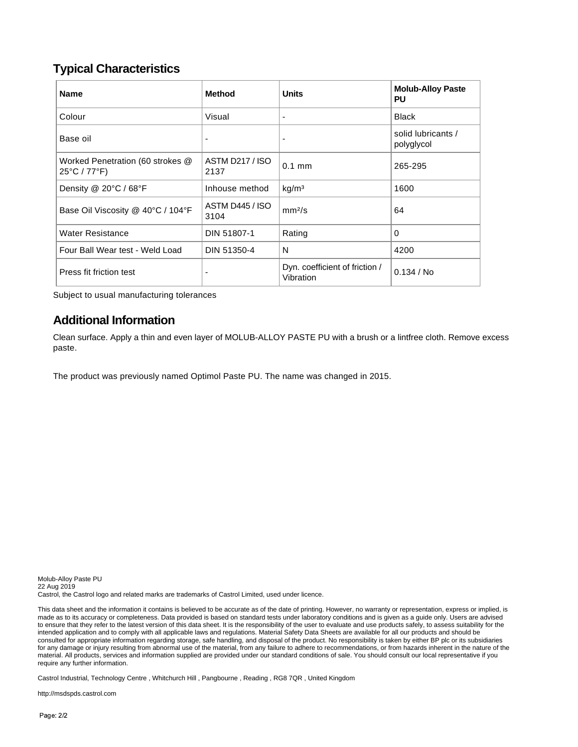## Typical Characteristics

| Name | Method | Units | Molub-Alloy Paste PU |
|---|---|---|---|
| Colour | Visual | - | Black |
| Base oil | - | - | solid lubricants / polyglycol |
| Worked Penetration (60 strokes @ 25°C / 77°F) | ASTM D217 / ISO 2137 | 0.1 mm | 265-295 |
| Density @ 20°C / 68°F | Inhouse method | kg/m³ | 1600 |
| Base Oil Viscosity @ 40°C / 104°F | ASTM D445 / ISO 3104 | mm²/s | 64 |
| Water Resistance | DIN 51807-1 | Rating | 0 |
| Four Ball Wear test - Weld Load | DIN 51350-4 | N | 4200 |
| Press fit friction test | - | Dyn. coefficient of friction / Vibration | 0.134 / No |

Subject to usual manufacturing tolerances

## Additional Information

Clean surface. Apply a thin and even layer of MOLUB-ALLOY PASTE PU with a brush or a lintfree cloth. Remove excess paste.

The product was previously named Optimol Paste PU. The name was changed in 2015.

Molub-Alloy Paste PU
22 Aug 2019
Castrol, the Castrol logo and related marks are trademarks of Castrol Limited, used under licence.

This data sheet and the information it contains is believed to be accurate as of the date of printing. However, no warranty or representation, express or implied, is made as to its accuracy or completeness. Data provided is based on standard tests under laboratory conditions and is given as a guide only. Users are advised to ensure that they refer to the latest version of this data sheet. It is the responsibility of the user to evaluate and use products safely, to assess suitability for the intended application and to comply with all applicable laws and regulations. Material Safety Data Sheets are available for all our products and should be consulted for appropriate information regarding storage, safe handling, and disposal of the product. No responsibility is taken by either BP plc or its subsidiaries for any damage or injury resulting from abnormal use of the material, from any failure to adhere to recommendations, or from hazards inherent in the nature of the material. All products, services and information supplied are provided under our standard conditions of sale. You should consult our local representative if you require any further information.

Castrol Industrial, Technology Centre , Whitchurch Hill , Pangbourne , Reading , RG8 7QR , United Kingdom

http://msdspds.castrol.com